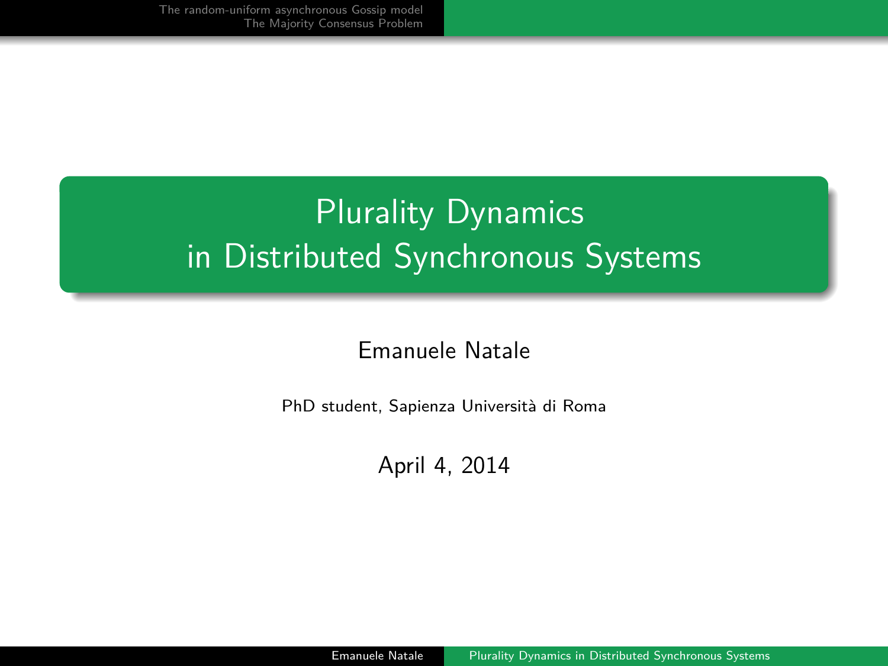# Plurality Dynamics in Distributed Synchronous Systems

Emanuele Natale

PhD student, Sapienza Università di Roma

April 4, 2014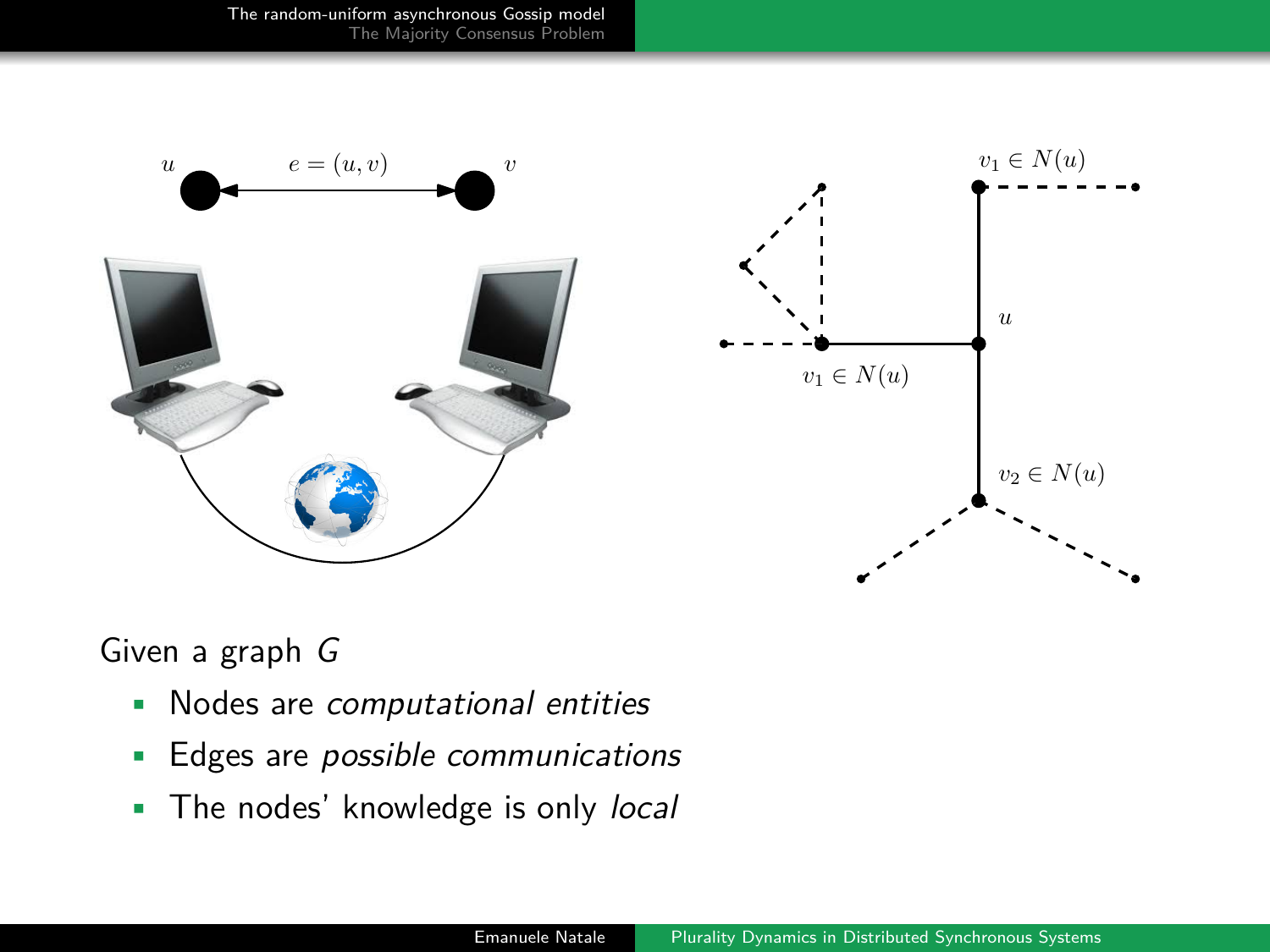Given a graph $G$

- Nodes are *computational entities*
- Edges are *possible communications*
- The nodes' knowledge is only *local*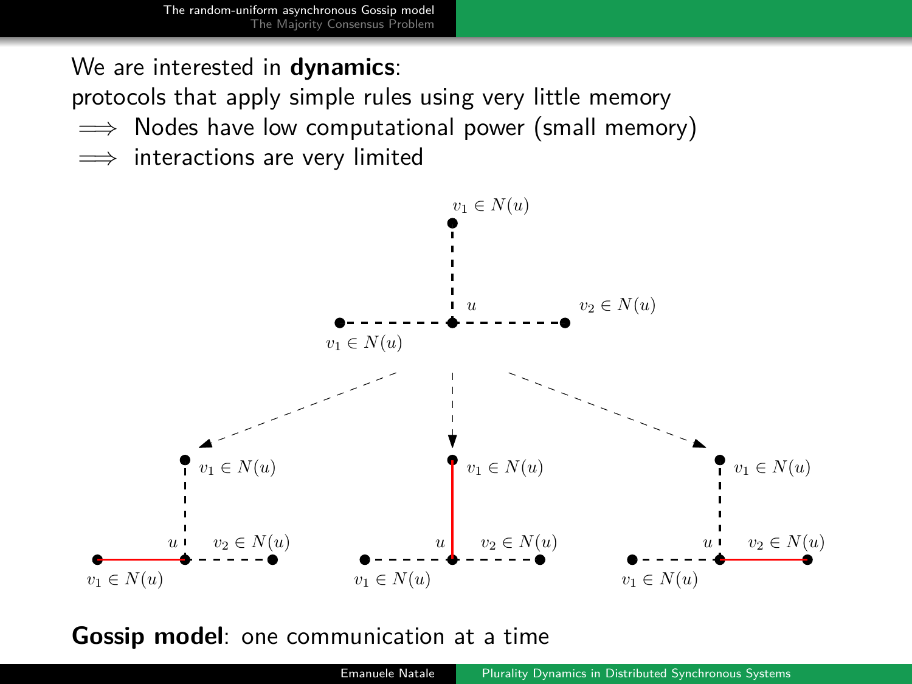We are interested in **dynamics**:

protocols that apply simple rules using very little memory

$\Longrightarrow$ Nodes have low computational power (small memory)

$\Longrightarrow$ interactions are very limited

**Gossip model**: one communication at a time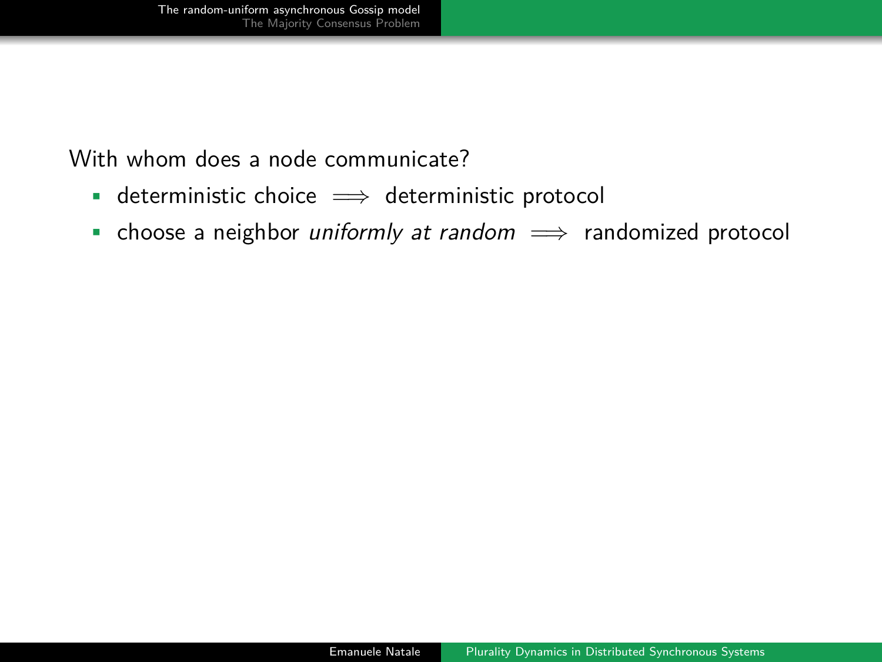With whom does a node communicate?

- deterministic choice $\implies$ deterministic protocol
- choose a neighbor *uniformly at random* $\implies$ randomized protocol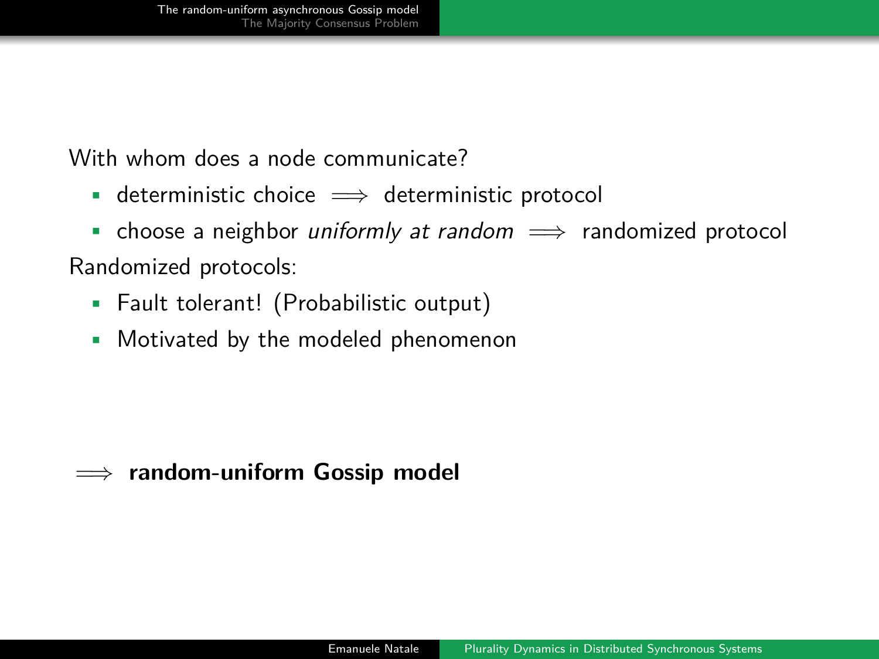With whom does a node communicate?

- deterministic choice $\implies$ deterministic protocol
- choose a neighbor *uniformly at random* $\implies$ randomized protocol

Randomized protocols:

- Fault tolerant! (Probabilistic output)
- Motivated by the modeled phenomenon

$\implies$ **random-uniform Gossip model**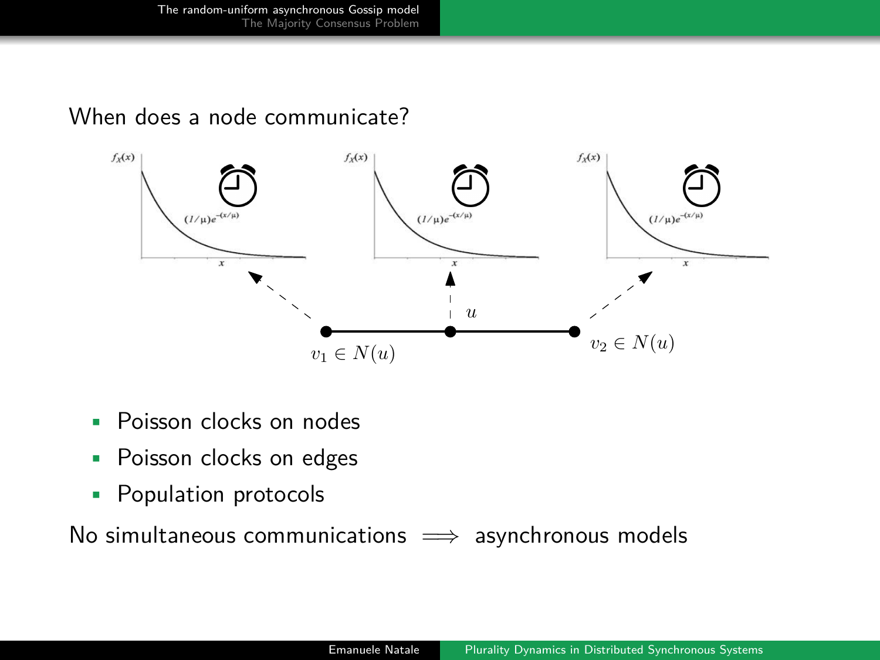When does a node communicate?

$f_X(x)$ $(1/\mu)e^{-(x/\mu)}$ $x$

$f_X(x)$ $(1/\mu)e^{-(x/\mu)}$ $x$

$f_X(x)$ $(1/\mu)e^{-(x/\mu)}$ $x$

$v_1 \in N(u)$ $u$ $v_2 \in N(u)$

- Poisson clocks on nodes
- Poisson clocks on edges
- Population protocols

No simultaneous communications $\Longrightarrow$ asynchronous models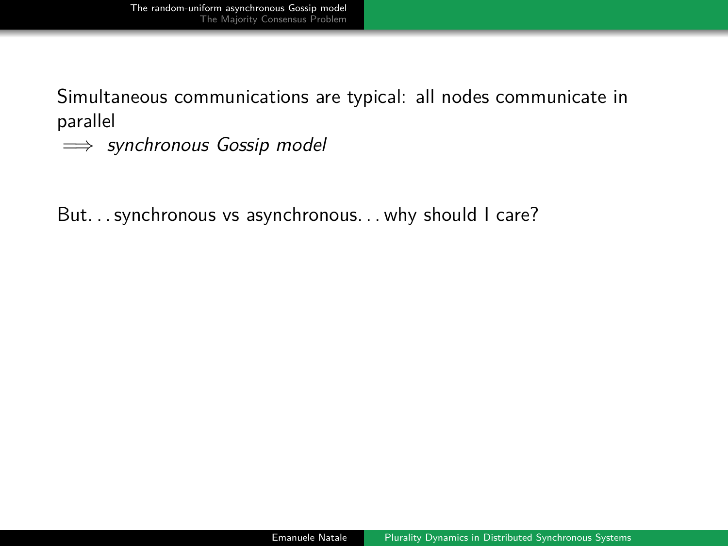Simultaneous communications are typical: all nodes communicate in parallel

$\implies$ *synchronous Gossip model*

But. . . synchronous vs asynchronous. . . why should I care?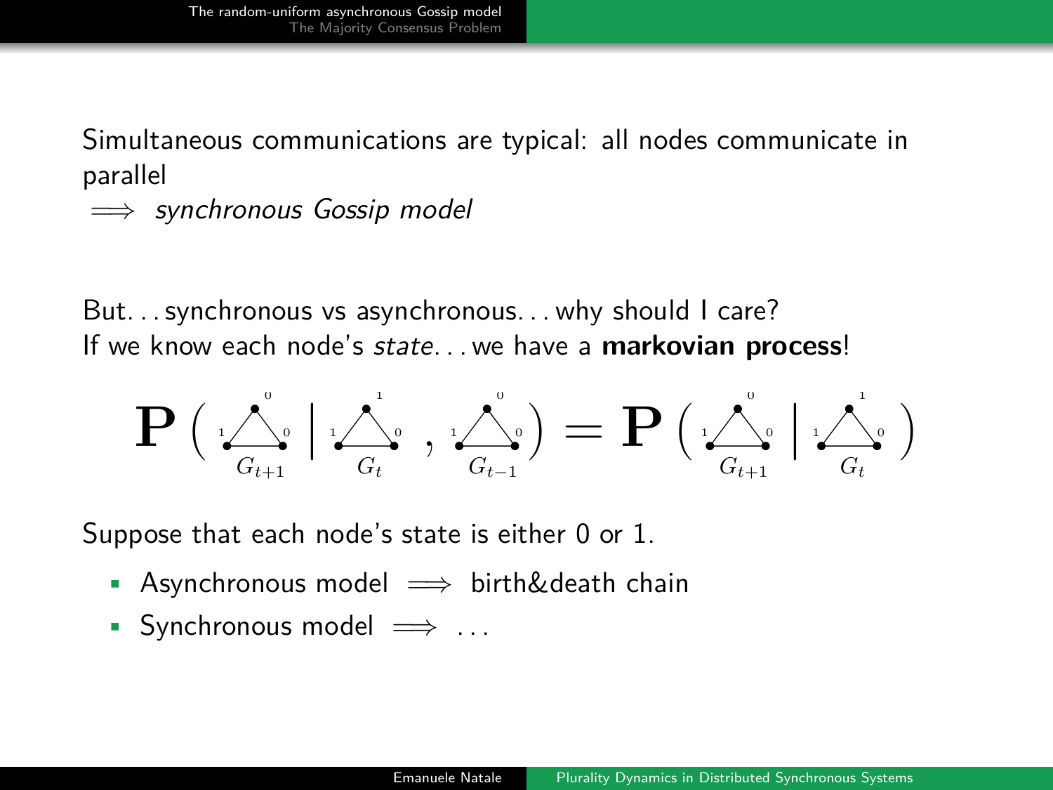Simultaneous communications are typical: all nodes communicate in parallel

$\implies$ *synchronous Gossip model*

But. . . synchronous vs asynchronous. . . why should I care?
If we know each node's *state*. . . we have a **markovian process**!

$$\mathbf{P}\left( G_{t+1} \mid G_t, G_{t-1} \right) = \mathbf{P}\left( G_{t+1} \mid G_t \right)$$

Suppose that each node's state is either 0 or 1.

- Asynchronous model $\implies$ birth&death chain
- Synchronous model $\implies$ . . .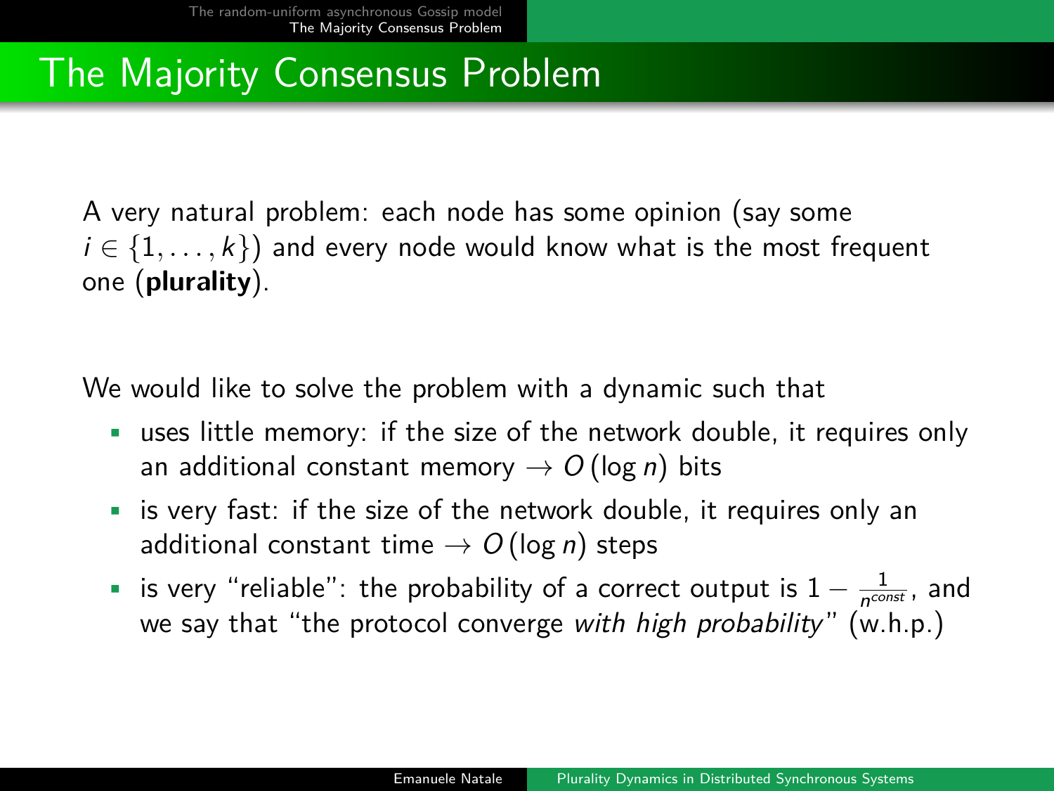# The Majority Consensus Problem

A very natural problem: each node has some opinion (say some $i \in \{1, \ldots, k\}$) and every node would know what is the most frequent one (**plurality**).

We would like to solve the problem with a dynamic such that

- uses little memory: if the size of the network double, it requires only an additional constant memory $\rightarrow O(\log n)$ bits
- is very fast: if the size of the network double, it requires only an additional constant time $\rightarrow O(\log n)$ steps
- is very "reliable": the probability of a correct output is $1 - \frac{1}{n^{const}}$, and we say that "the protocol converge *with high probability*" (w.h.p.)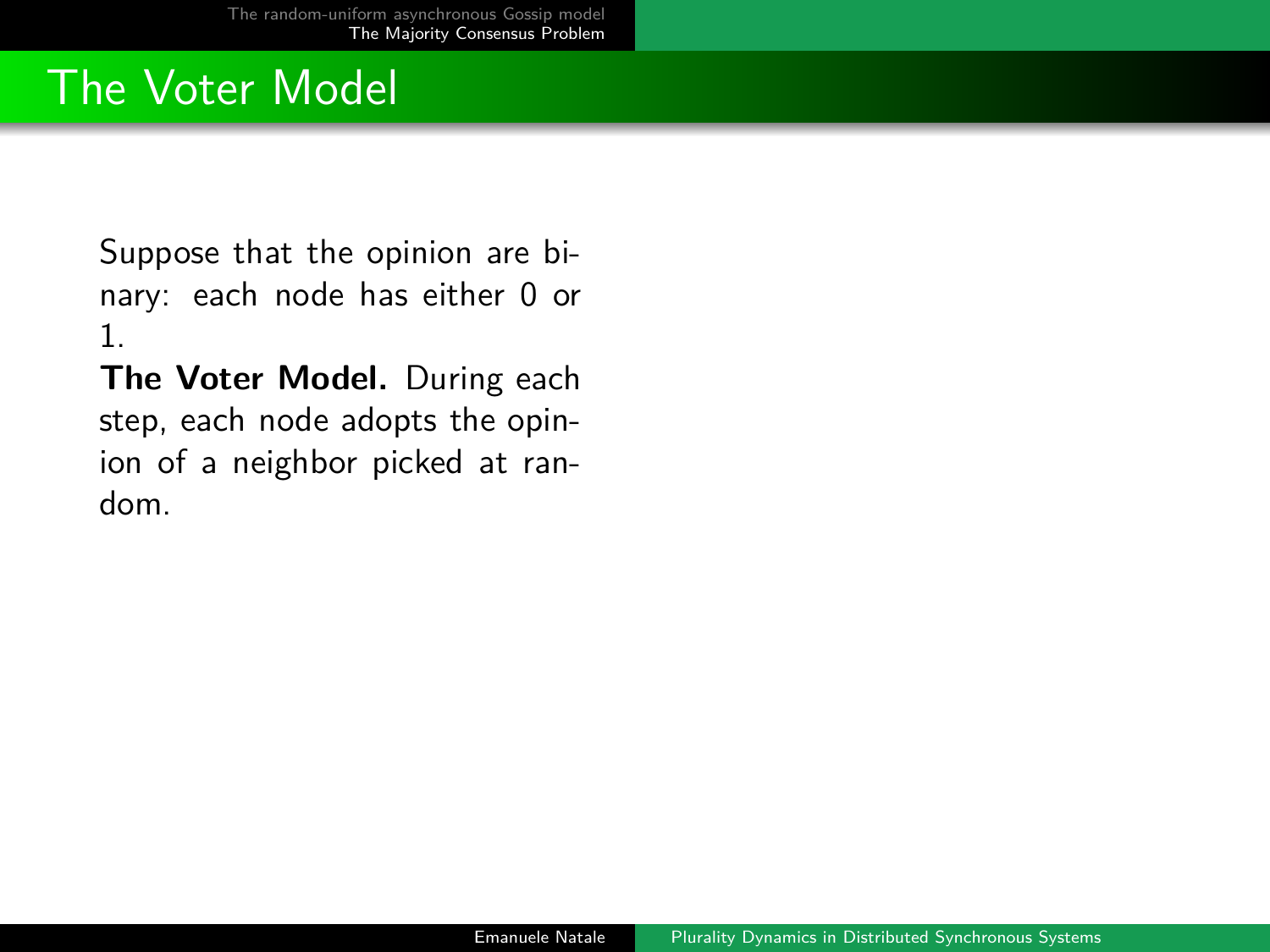# The Voter Model

Suppose that the opinion are binary: each node has either 0 or 1.

**The Voter Model.** During each step, each node adopts the opinion of a neighbor picked at random.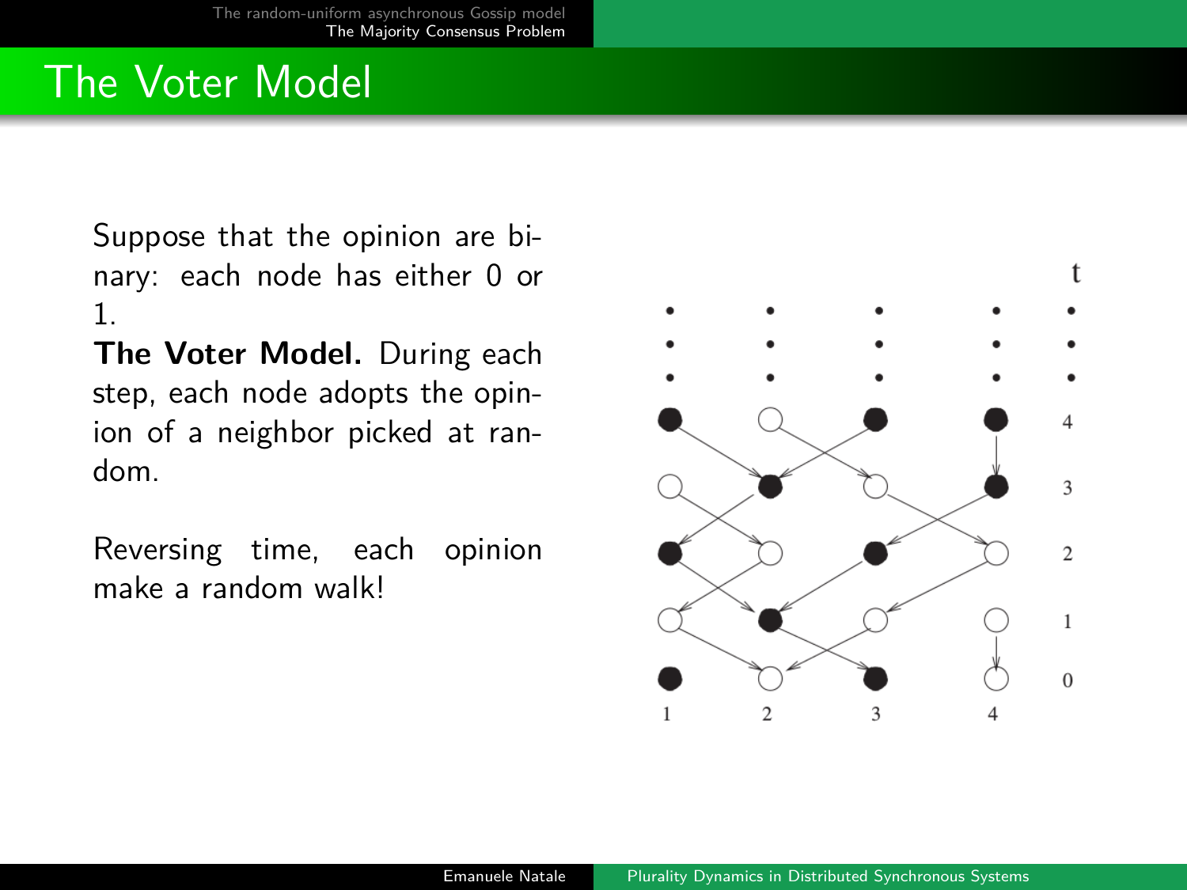# The Voter Model

Suppose that the opinion are binary: each node has either 0 or 1.

**The Voter Model.** During each step, each node adopts the opinion of a neighbor picked at random.

Reversing time, each opinion make a random walk!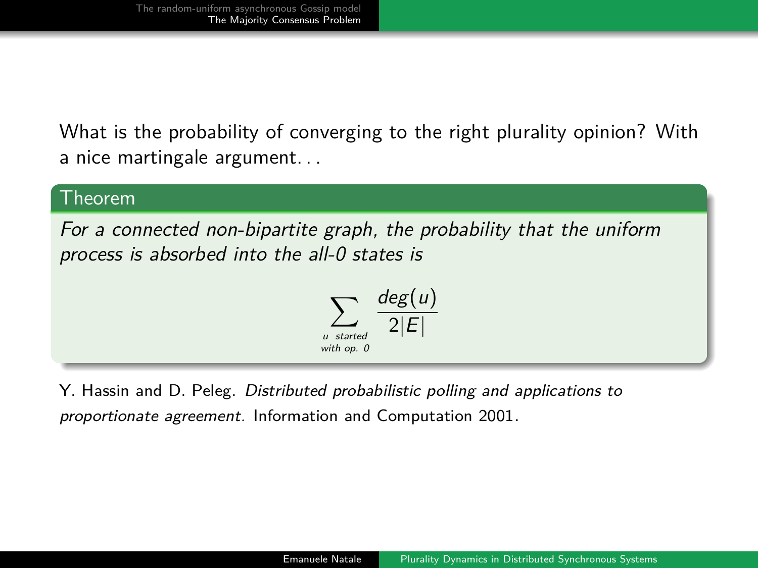What is the probability of converging to the right plurality opinion? With a nice martingale argument...

**Theorem**

*For a connected non-bipartite graph, the probability that the uniform process is absorbed into the all-0 states is*

$$\sum_{\substack{u \text{ started} \\ \text{with op. } 0}} \frac{deg(u)}{2|E|}$$

Y. Hassin and D. Peleg. *Distributed probabilistic polling and applications to proportionate agreement.* Information and Computation 2001.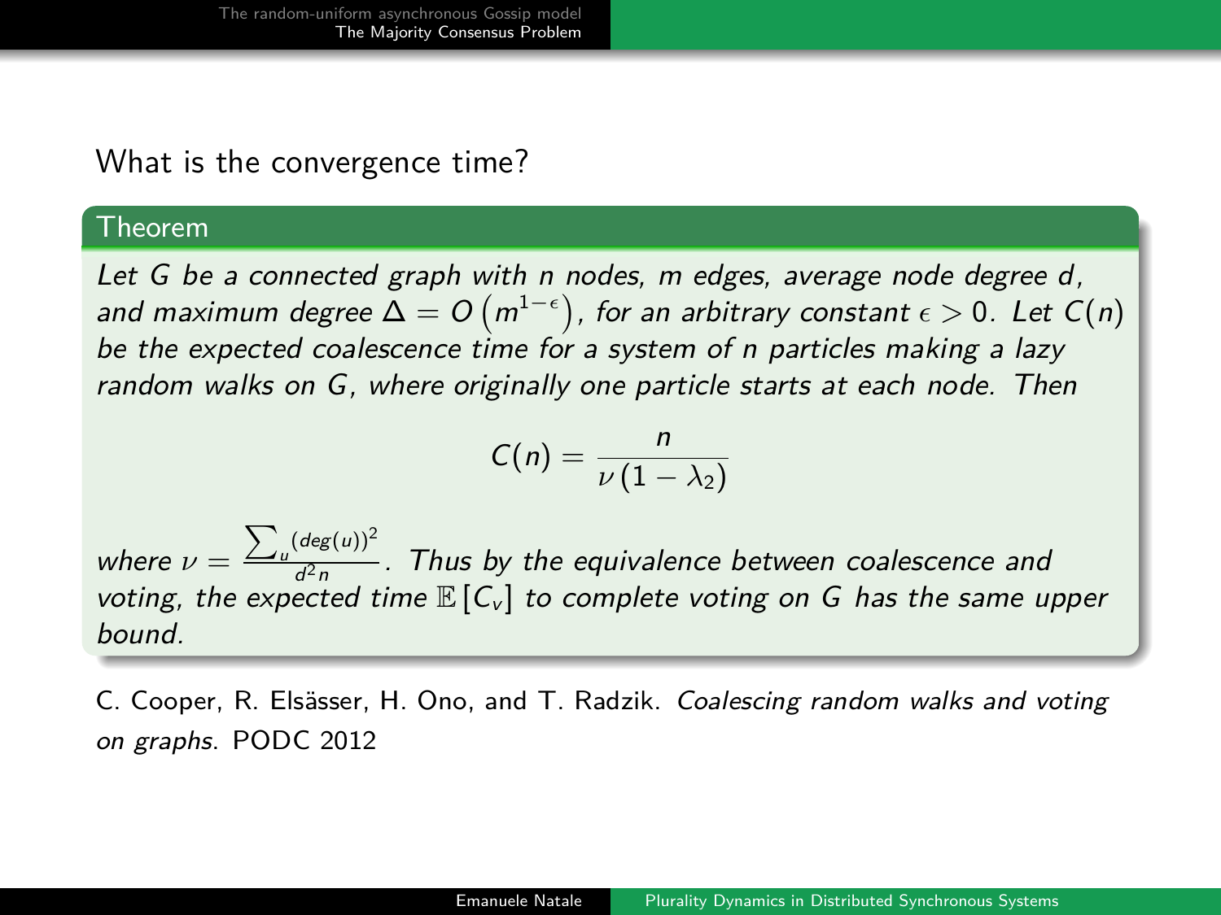What is the convergence time?

**Theorem**

*Let $G$ be a connected graph with $n$ nodes, $m$ edges, average node degree $d$, and maximum degree $\Delta = O\left(m^{1-\epsilon}\right)$, for an arbitrary constant $\epsilon > 0$. Let $C(n)$ be the expected coalescence time for a system of $n$ particles making a lazy random walks on $G$, where originally one particle starts at each node. Then*

$$C(n) = \frac{n}{\nu\left(1 - \lambda_2\right)}$$

*where $\nu = \frac{\sum_u (deg(u))^2}{d^2 n}$. Thus by the equivalence between coalescence and voting, the expected time $\mathbb{E}\left[C_v\right]$ to complete voting on $G$ has the same upper bound.*

C. Cooper, R. Elsässer, H. Ono, and T. Radzik. *Coalescing random walks and voting on graphs*. PODC 2012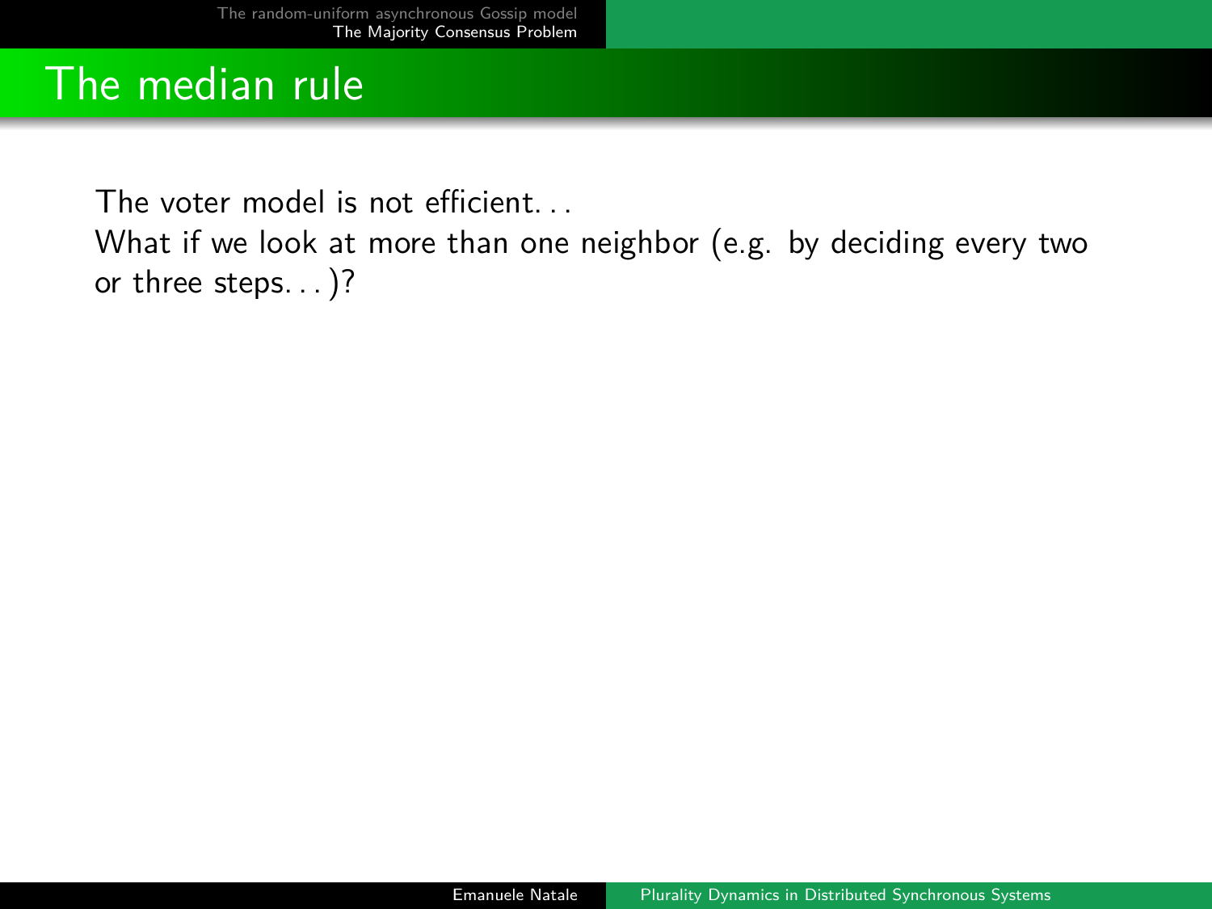# The median rule

The voter model is not efficient...
What if we look at more than one neighbor (e.g. by deciding every two or three steps...)?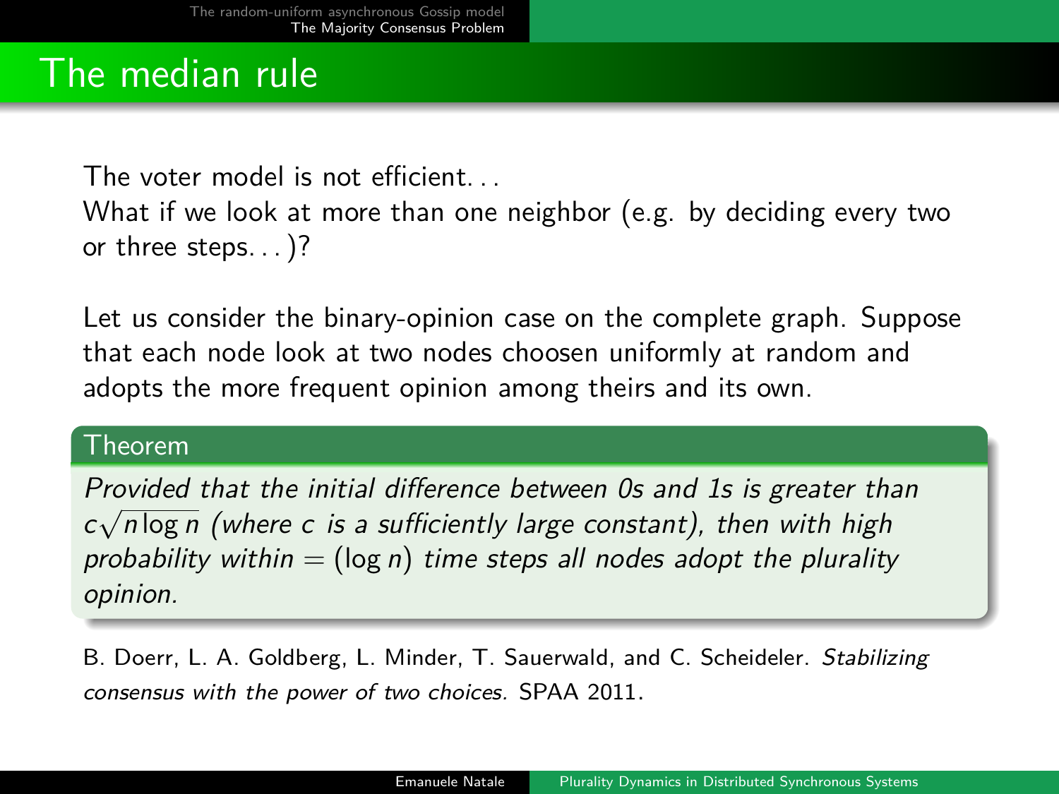# The median rule

The voter model is not efficient...

What if we look at more than one neighbor (e.g. by deciding every two or three steps...)?

Let us consider the binary-opinion case on the complete graph. Suppose that each node look at two nodes choosen uniformly at random and adopts the more frequent opinion among theirs and its own.

**Theorem**

*Provided that the initial difference between 0s and 1s is greater than $c\sqrt{n \log n}$ (where $c$ is a sufficiently large constant), then with high probability within $= (\log n)$ time steps all nodes adopt the plurality opinion.*

B. Doerr, L. A. Goldberg, L. Minder, T. Sauerwald, and C. Scheideler. *Stabilizing consensus with the power of two choices.* SPAA 2011.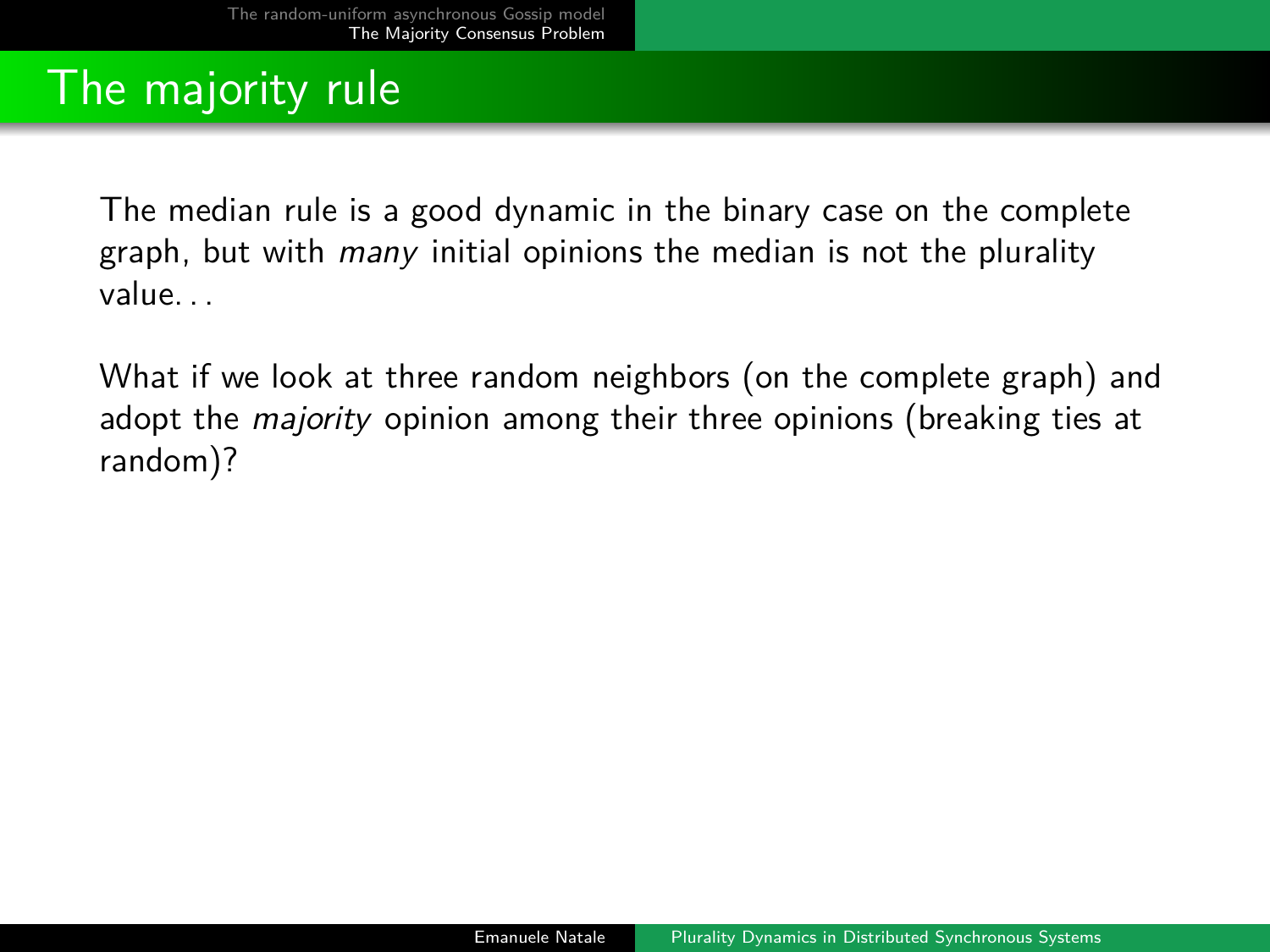# The majority rule

The median rule is a good dynamic in the binary case on the complete graph, but with *many* initial opinions the median is not the plurality value. . .

What if we look at three random neighbors (on the complete graph) and adopt the *majority* opinion among their three opinions (breaking ties at random)?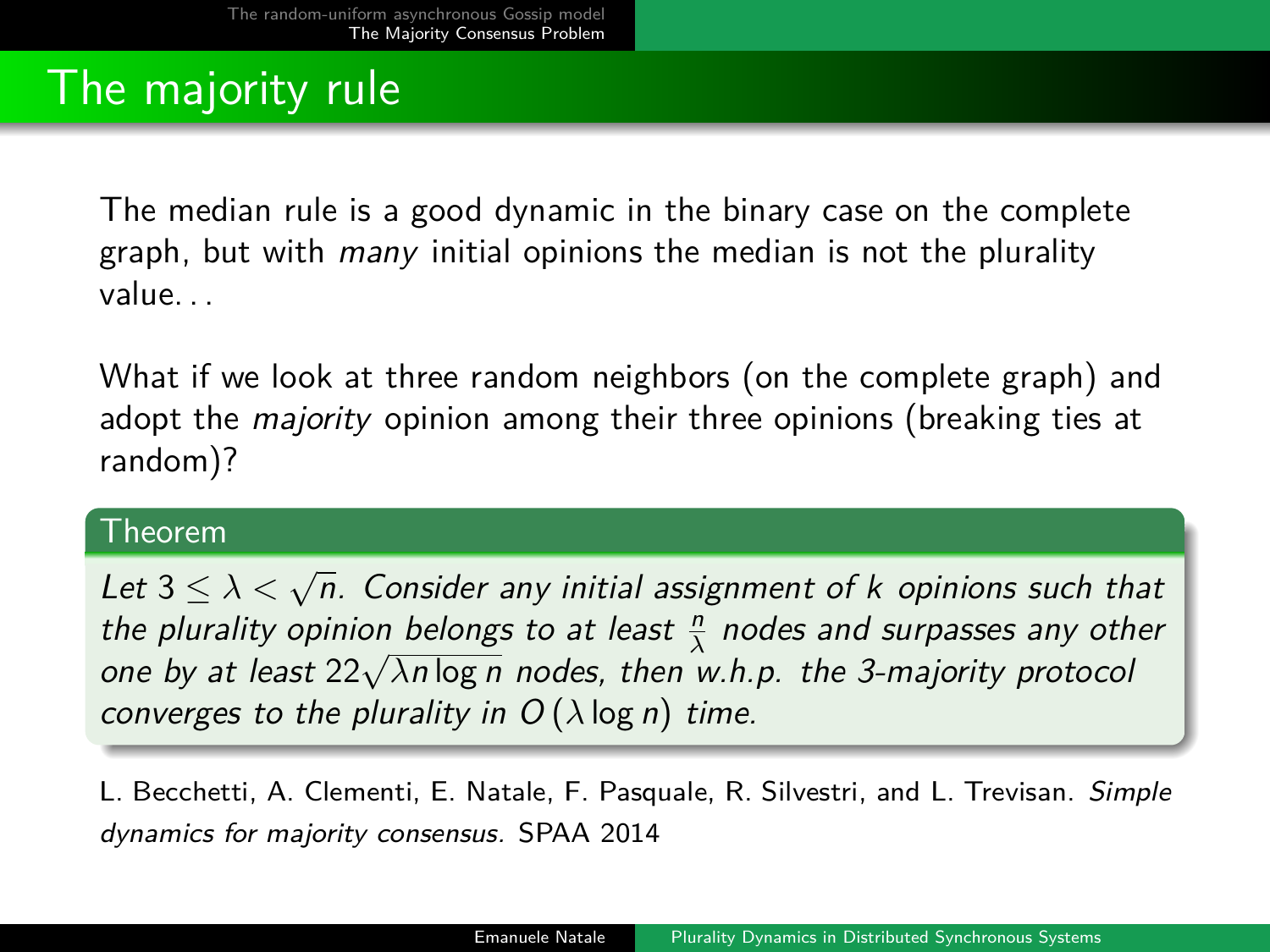# The majority rule

The median rule is a good dynamic in the binary case on the complete graph, but with *many* initial opinions the median is not the plurality value...

What if we look at three random neighbors (on the complete graph) and adopt the *majority* opinion among their three opinions (breaking ties at random)?

**Theorem**

*Let $3 \leq \lambda < \sqrt{n}$. Consider any initial assignment of $k$ opinions such that the plurality opinion belongs to at least $\frac{n}{\lambda}$ nodes and surpasses any other one by at least $22\sqrt{\lambda n \log n}$ nodes, then w.h.p. the 3-majority protocol converges to the plurality in $O(\lambda \log n)$ time.*

L. Becchetti, A. Clementi, E. Natale, F. Pasquale, R. Silvestri, and L. Trevisan. *Simple dynamics for majority consensus.* SPAA 2014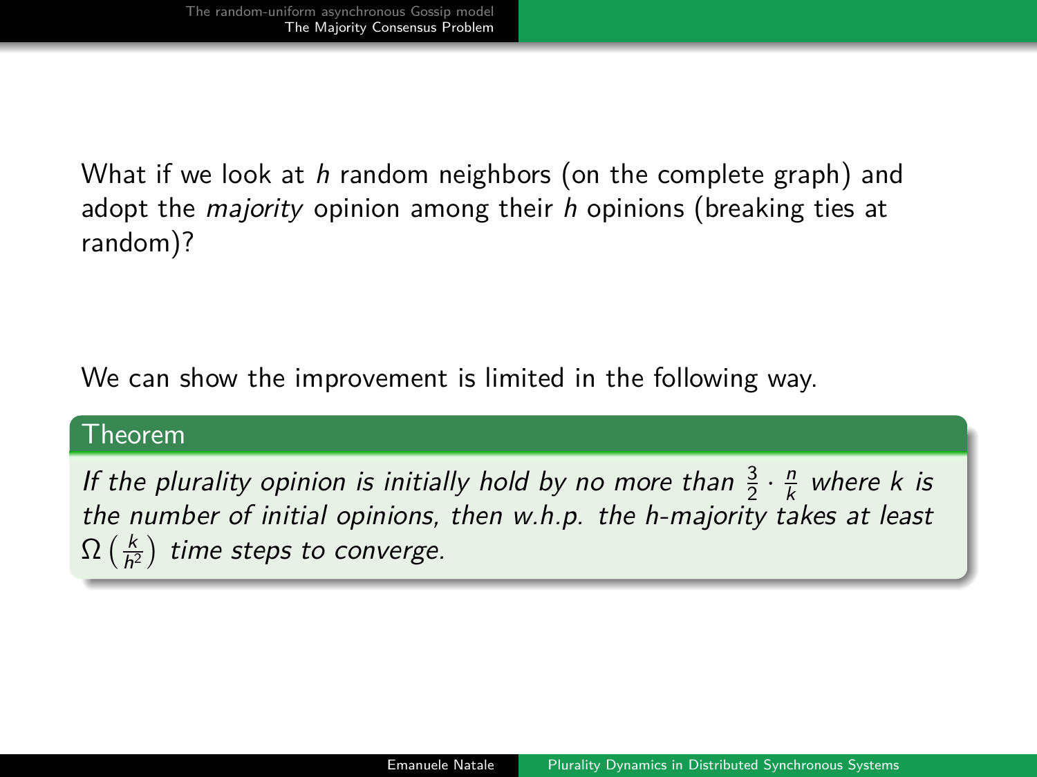What if we look at $h$ random neighbors (on the complete graph) and adopt the *majority* opinion among their $h$ opinions (breaking ties at random)?

We can show the improvement is limited in the following way.

**Theorem**

*If the plurality opinion is initially hold by no more than $\frac{3}{2} \cdot \frac{n}{k}$ where $k$ is the number of initial opinions, then w.h.p. the h-majority takes at least $\Omega\left(\frac{k}{h^2}\right)$ time steps to converge.*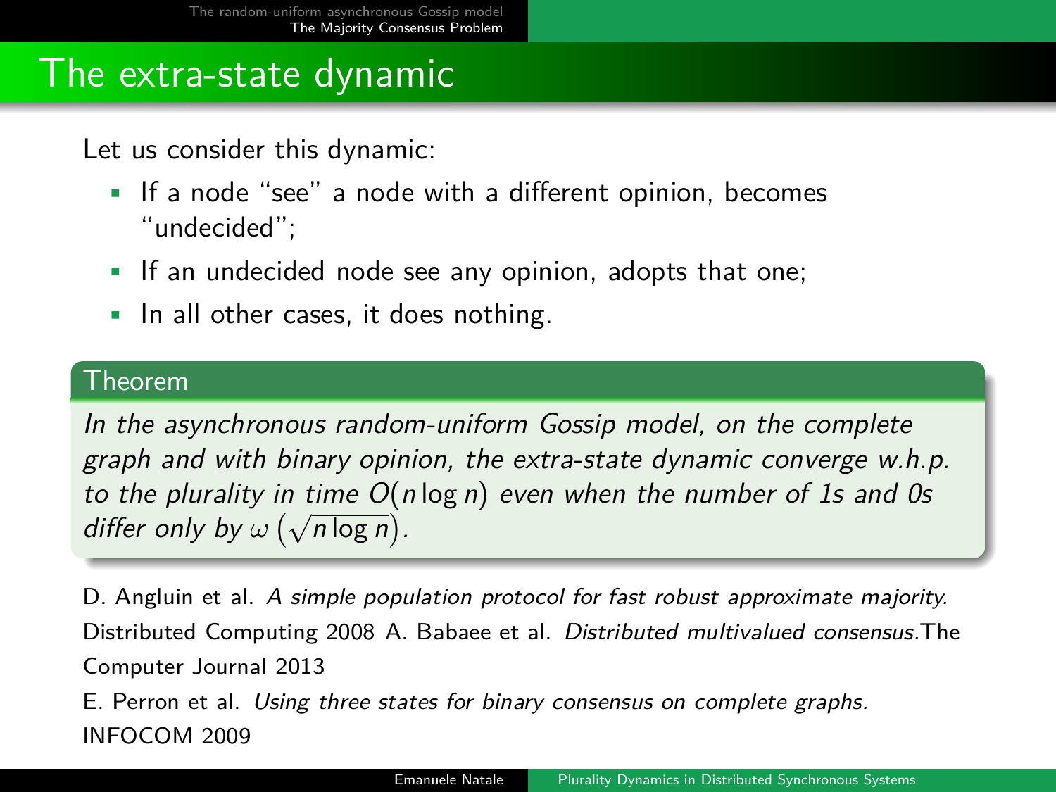# The extra-state dynamic

Let us consider this dynamic:

- If a node "see" a node with a different opinion, becomes "undecided";
- If an undecided node see any opinion, adopts that one;
- In all other cases, it does nothing.

**Theorem**

*In the asynchronous random-uniform Gossip model, on the complete graph and with binary opinion, the extra-state dynamic converge w.h.p. to the plurality in time $O(n \log n)$ even when the number of 1s and 0s differ only by $\omega\left(\sqrt{n \log n}\right)$.*

D. Angluin et al. *A simple population protocol for fast robust approximate majority.* Distributed Computing 2008 A. Babaee et al. *Distributed multivalued consensus.* The Computer Journal 2013

E. Perron et al. *Using three states for binary consensus on complete graphs.* INFOCOM 2009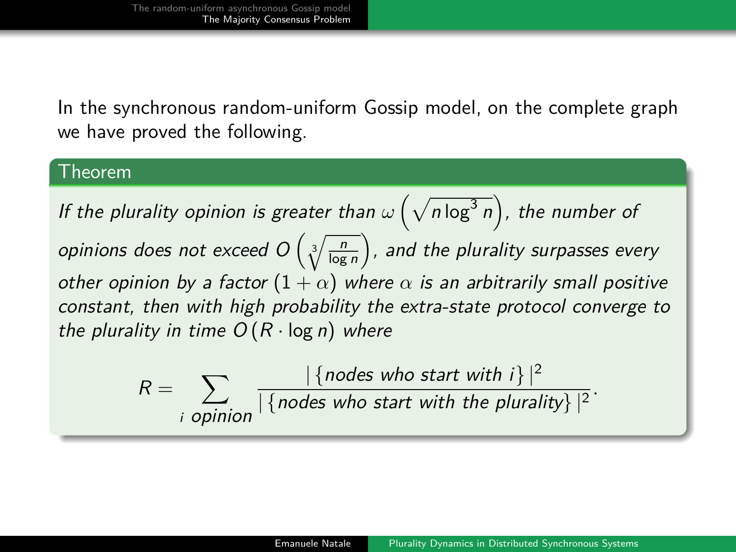In the synchronous random-uniform Gossip model, on the complete graph we have proved the following.

**Theorem**

*If the plurality opinion is greater than $\omega\left(\sqrt{n \log^3 n}\right)$, the number of opinions does not exceed $O\left(\sqrt[3]{\frac{n}{\log n}}\right)$, and the plurality surpasses every other opinion by a factor $(1+\alpha)$ where $\alpha$ is an arbitrarily small positive constant, then with high probability the extra-state protocol converge to the plurality in time $O(R \cdot \log n)$ where*

$$R = \sum_{i \text{ opinion}} \frac{|\{\text{nodes who start with } i\}|^2}{|\{\text{nodes who start with the plurality}\}|^2}.$$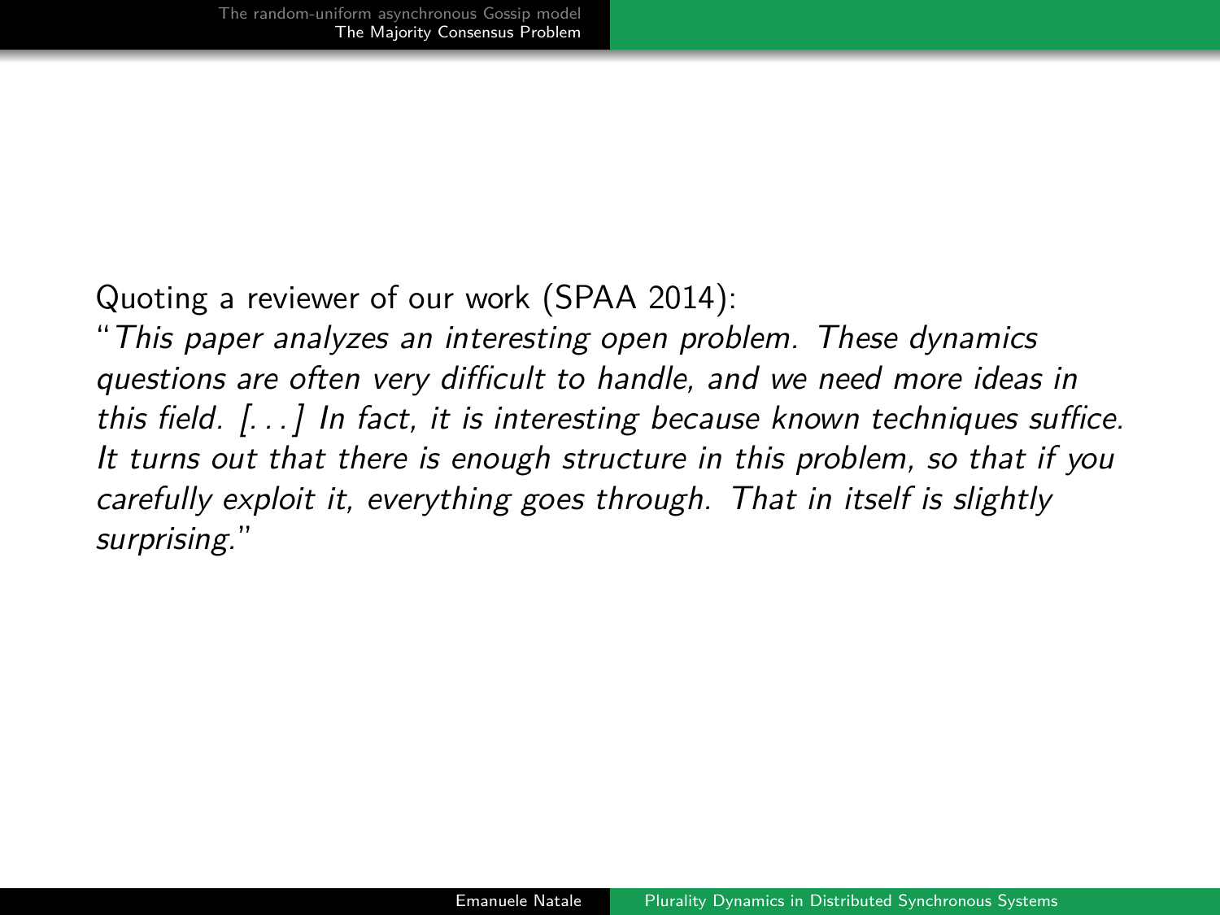Quoting a reviewer of our work (SPAA 2014):

"*This paper analyzes an interesting open problem. These dynamics questions are often very difficult to handle, and we need more ideas in this field. [...] In fact, it is interesting because known techniques suffice. It turns out that there is enough structure in this problem, so that if you carefully exploit it, everything goes through. That in itself is slightly surprising.*"